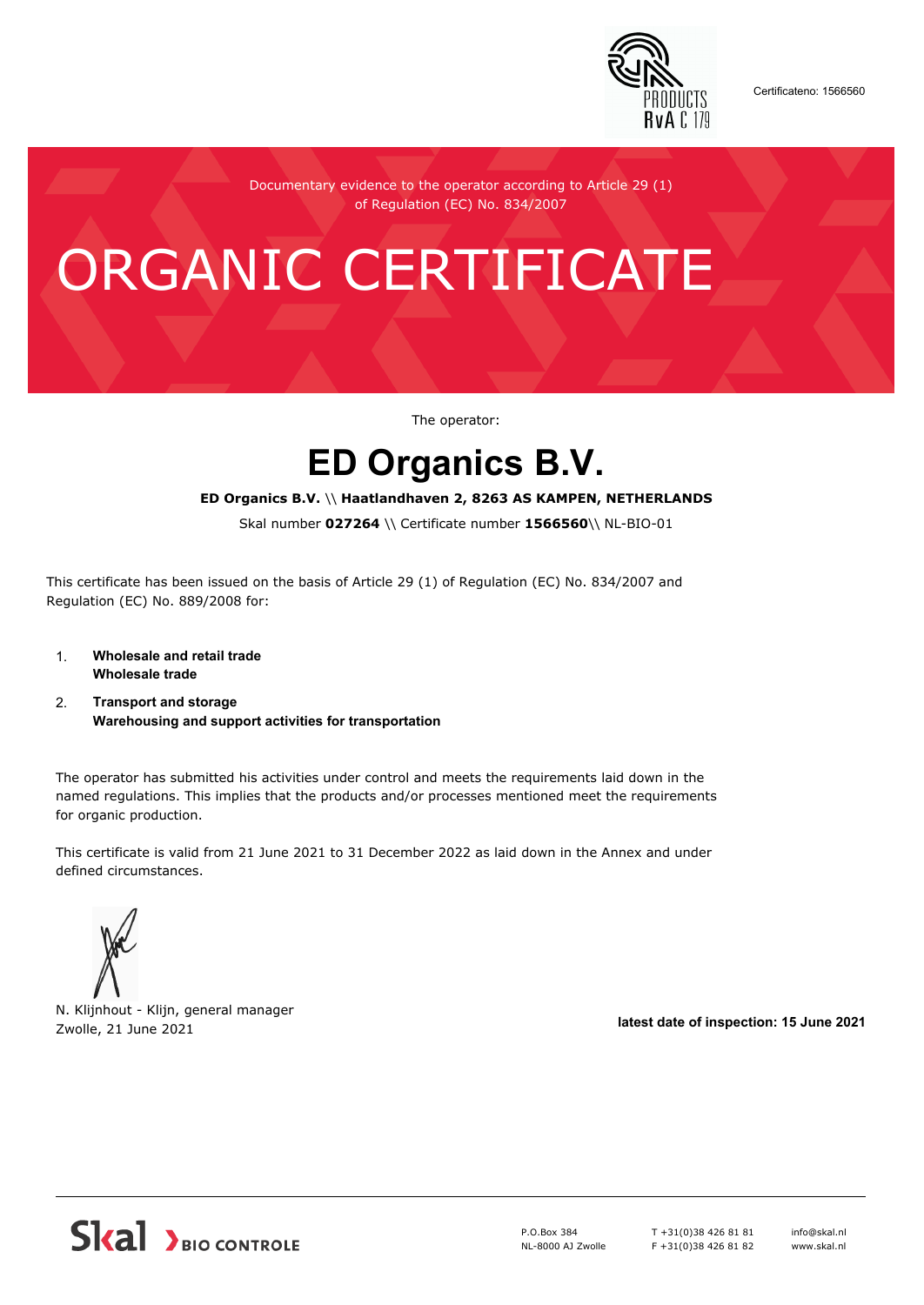Certificateno: 1566560

Documentary evidence to the operator according to Article 29 (1) of Regulation (EC) No. 834/2007

# ORGANIC CERTIFICATE

The operator:

## ED Organics B.V.

**ED Organics B.V.** \\ **Haatlandhaven 2, 8263 AS KAMPEN, NETHERLANDS**

Skal number **027264** \\ Certificate number **1566560**\\ NL-BIO-01

This certificate has been issued on the basis of Article 29 (1) of Regulation (EC) No. 834/2007 and Regulation (EC) No. 889/2008 for:

1. **Wholesale and retail trade**
   **Wholesale trade**
2. **Transport and storage**
   **Warehousing and support activities for transportation**

The operator has submitted his activities under control and meets the requirements laid down in the named regulations. This implies that the products and/or processes mentioned meet the requirements for organic production.

This certificate is valid from 21 June 2021 to 31 December 2022 as laid down in the Annex and under defined circumstances.

N. Klijnhout - Klijn, general manager
Zwolle, 21 June 2021

**latest date of inspection: 15 June 2021**

Skal BIO CONTROLE

P.O.Box 384
NL-8000 AJ Zwolle

T +31(0)38 426 81 81
F +31(0)38 426 81 82

info@skal.nl
www.skal.nl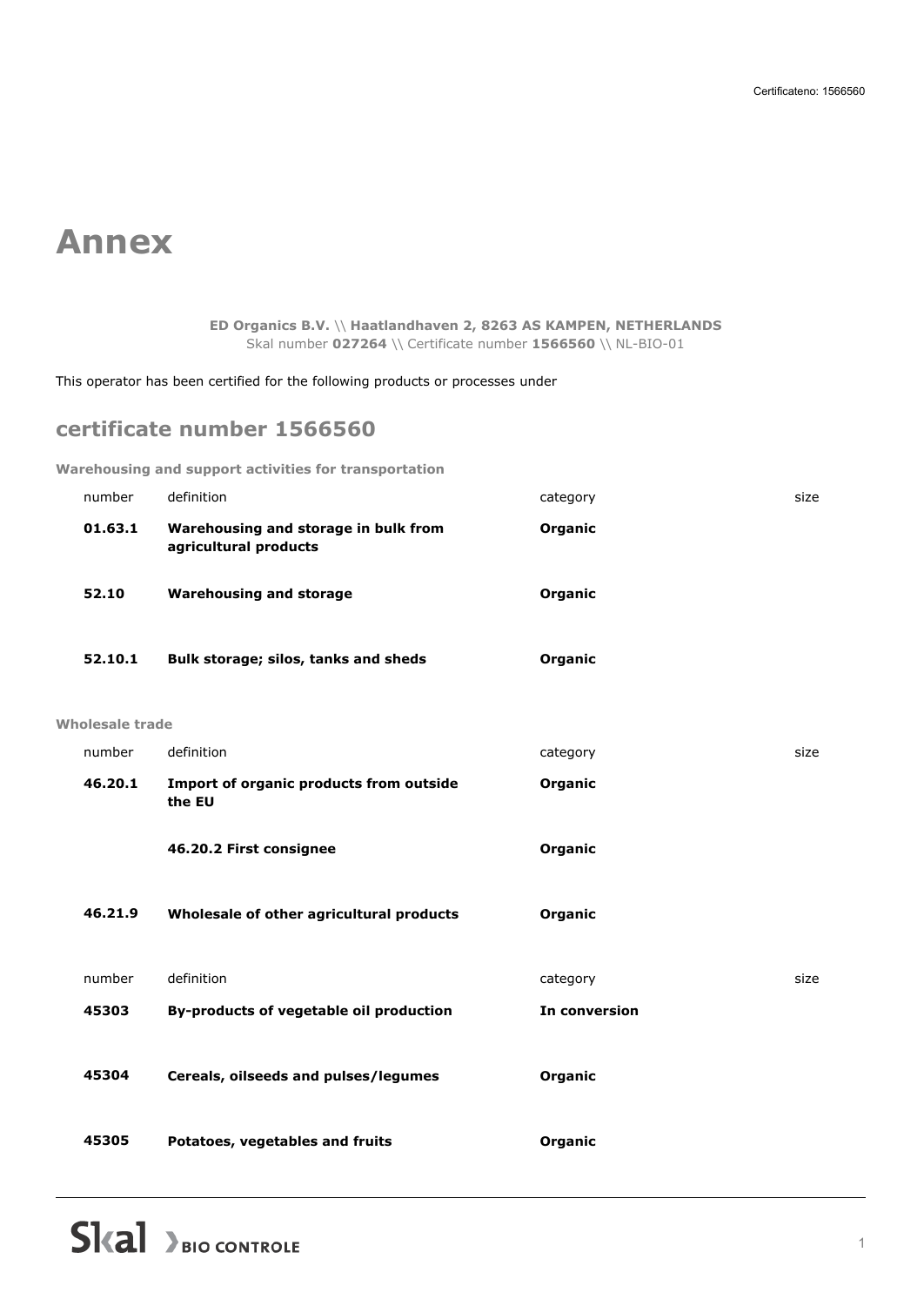# Annex

**ED Organics B.V.** \\ **Haatlandhaven 2, 8263 AS KAMPEN, NETHERLANDS**
Skal number **027264** \\ Certificate number **1566560** \\ NL-BIO-01

This operator has been certified for the following products or processes under

## certificate number 1566560

**Warehousing and support activities for transportation**

| number | definition | category | size |
|---|---|---|---|
| **01.63.1** | **Warehousing and storage in bulk from agricultural products** | **Organic** | |
| **52.10** | **Warehousing and storage** | **Organic** | |
| **52.10.1** | **Bulk storage; silos, tanks and sheds** | **Organic** | |

**Wholesale trade**

| number | definition | category | size |
|---|---|---|---|
| **46.20.1** | **Import of organic products from outside the EU** | **Organic** | |
| | **46.20.2 First consignee** | **Organic** | |
| **46.21.9** | **Wholesale of other agricultural products** | **Organic** | |

| number | definition | category | size |
|---|---|---|---|
| **45303** | **By-products of vegetable oil production** | **In conversion** | |
| **45304** | **Cereals, oilseeds and pulses/legumes** | **Organic** | |
| **45305** | **Potatoes, vegetables and fruits** | **Organic** | |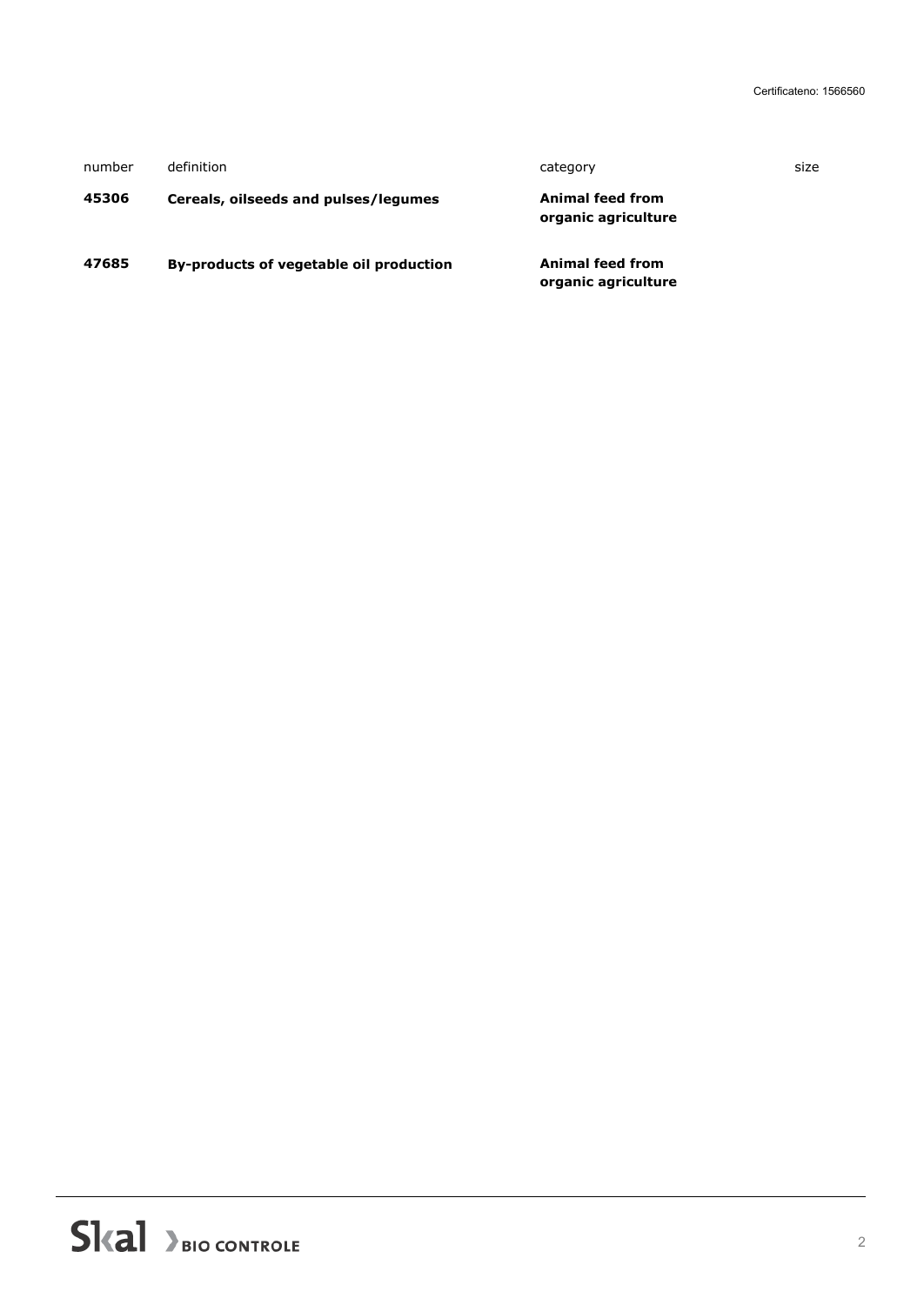Certificateno: 1566560

| number | definition | category | size |
|---|---|---|---|
| **45306** | **Cereals, oilseeds and pulses/legumes** | **Animal feed from organic agriculture** | |
| **47685** | **By-products of vegetable oil production** | **Animal feed from organic agriculture** | |

Skal BIO CONTROLE